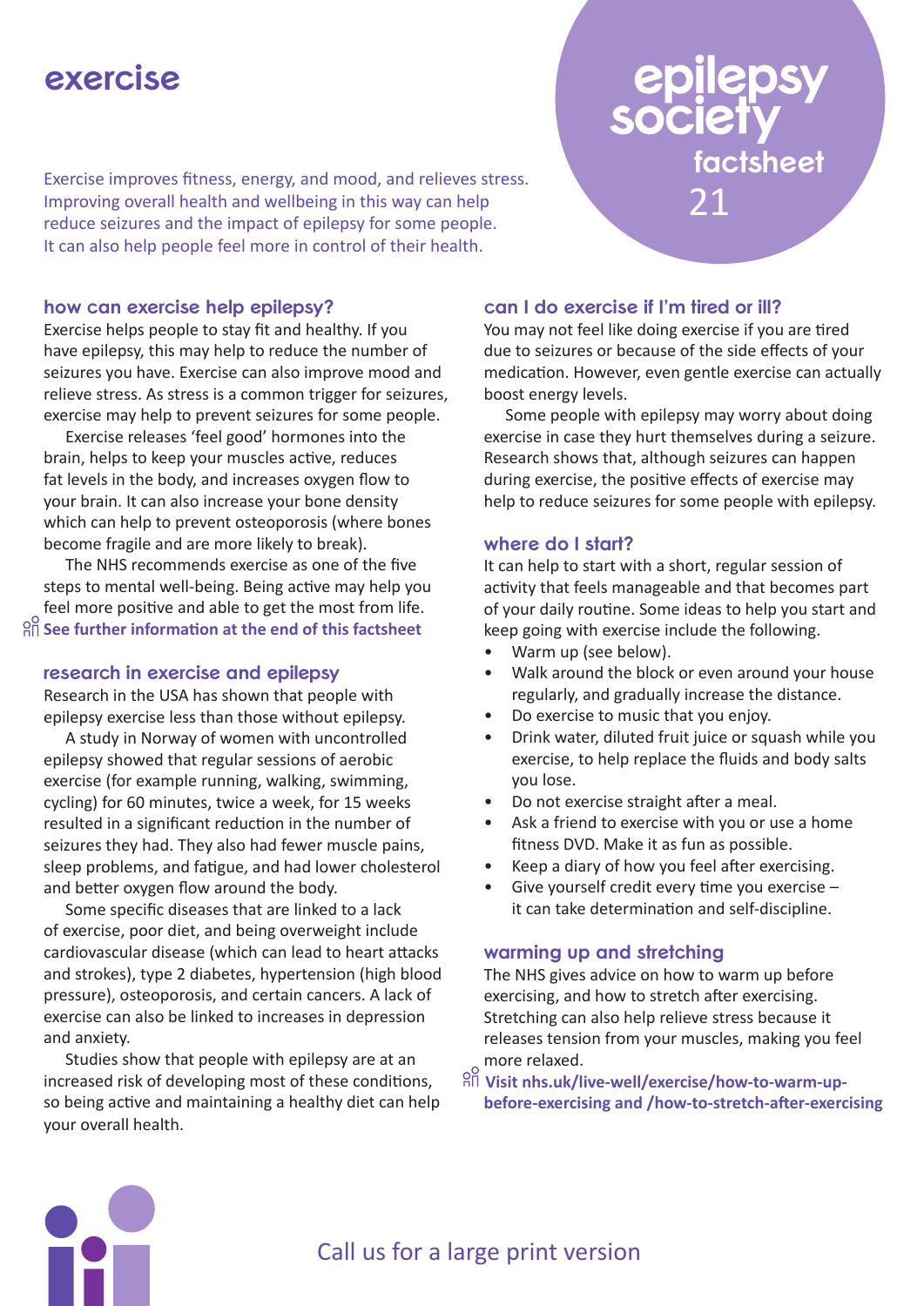# exercise

epilepsy society factsheet 21

Exercise improves fitness, energy, and mood, and relieves stress. Improving overall health and wellbeing in this way can help reduce seizures and the impact of epilepsy for some people. It can also help people feel more in control of their health.

## how can exercise help epilepsy?

Exercise helps people to stay fit and healthy. If you have epilepsy, this may help to reduce the number of seizures you have. Exercise can also improve mood and relieve stress. As stress is a common trigger for seizures, exercise may help to prevent seizures for some people.

Exercise releases 'feel good' hormones into the brain, helps to keep your muscles active, reduces fat levels in the body, and increases oxygen flow to your brain. It can also increase your bone density which can help to prevent osteoporosis (where bones become fragile and are more likely to break).

The NHS recommends exercise as one of the five steps to mental well-being. Being active may help you feel more positive and able to get the most from life.

**See further information at the end of this factsheet**

## research in exercise and epilepsy

Research in the USA has shown that people with epilepsy exercise less than those without epilepsy.

A study in Norway of women with uncontrolled epilepsy showed that regular sessions of aerobic exercise (for example running, walking, swimming, cycling) for 60 minutes, twice a week, for 15 weeks resulted in a significant reduction in the number of seizures they had. They also had fewer muscle pains, sleep problems, and fatigue, and had lower cholesterol and better oxygen flow around the body.

Some specific diseases that are linked to a lack of exercise, poor diet, and being overweight include cardiovascular disease (which can lead to heart attacks and strokes), type 2 diabetes, hypertension (high blood pressure), osteoporosis, and certain cancers. A lack of exercise can also be linked to increases in depression and anxiety.

Studies show that people with epilepsy are at an increased risk of developing most of these conditions, so being active and maintaining a healthy diet can help your overall health.

## can I do exercise if I'm tired or ill?

You may not feel like doing exercise if you are tired due to seizures or because of the side effects of your medication. However, even gentle exercise can actually boost energy levels.

Some people with epilepsy may worry about doing exercise in case they hurt themselves during a seizure. Research shows that, although seizures can happen during exercise, the positive effects of exercise may help to reduce seizures for some people with epilepsy.

## where do I start?

It can help to start with a short, regular session of activity that feels manageable and that becomes part of your daily routine. Some ideas to help you start and keep going with exercise include the following.

- Warm up (see below).
- Walk around the block or even around your house regularly, and gradually increase the distance.
- Do exercise to music that you enjoy.
- Drink water, diluted fruit juice or squash while you exercise, to help replace the fluids and body salts you lose.
- Do not exercise straight after a meal.
- Ask a friend to exercise with you or use a home fitness DVD. Make it as fun as possible.
- Keep a diary of how you feel after exercising.
- Give yourself credit every time you exercise – it can take determination and self-discipline.

## warming up and stretching

The NHS gives advice on how to warm up before exercising, and how to stretch after exercising. Stretching can also help relieve stress because it releases tension from your muscles, making you feel more relaxed.

**Visit nhs.uk/live-well/exercise/how-to-warm-up-before-exercising and /how-to-stretch-after-exercising**

Call us for a large print version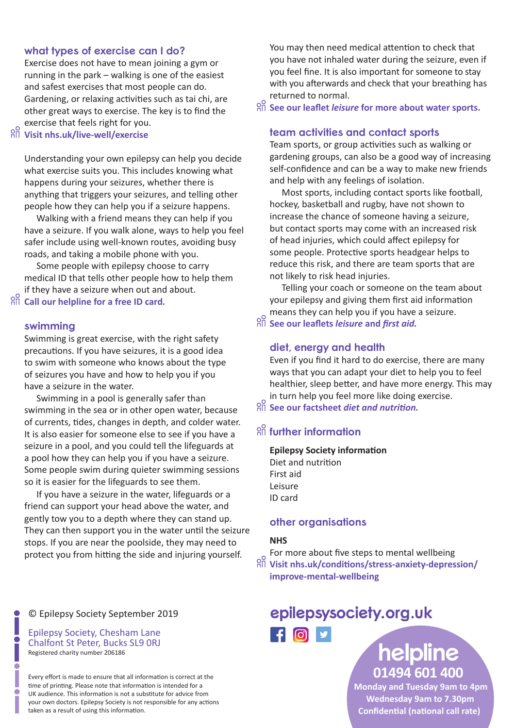## what types of exercise can I do?

Exercise does not have to mean joining a gym or running in the park – walking is one of the easiest and safest exercises that most people can do. Gardening, or relaxing activities such as tai chi, are other great ways to exercise. The key is to find the exercise that feels right for you.

**Visit nhs.uk/live-well/exercise**

Understanding your own epilepsy can help you decide what exercise suits you. This includes knowing what happens during your seizures, whether there is anything that triggers your seizures, and telling other people how they can help you if a seizure happens.

Walking with a friend means they can help if you have a seizure. If you walk alone, ways to help you feel safer include using well-known routes, avoiding busy roads, and taking a mobile phone with you.

Some people with epilepsy choose to carry medical ID that tells other people how to help them if they have a seizure when out and about.

**Call our helpline for a free ID card.**

## swimming

Swimming is great exercise, with the right safety precautions. If you have seizures, it is a good idea to swim with someone who knows about the type of seizures you have and how to help you if you have a seizure in the water.

Swimming in a pool is generally safer than swimming in the sea or in other open water, because of currents, tides, changes in depth, and colder water. It is also easier for someone else to see if you have a seizure in a pool, and you could tell the lifeguards at a pool how they can help you if you have a seizure. Some people swim during quieter swimming sessions so it is easier for the lifeguards to see them.

If you have a seizure in the water, lifeguards or a friend can support your head above the water, and gently tow you to a depth where they can stand up. They can then support you in the water until the seizure stops. If you are near the poolside, they may need to protect you from hitting the side and injuring yourself.

You may then need medical attention to check that you have not inhaled water during the seizure, even if you feel fine. It is also important for someone to stay with you afterwards and check that your breathing has returned to normal.

**See our leaflet *leisure* for more about water sports.**

## team activities and contact sports

Team sports, or group activities such as walking or gardening groups, can also be a good way of increasing self-confidence and can be a way to make new friends and help with any feelings of isolation.

Most sports, including contact sports like football, hockey, basketball and rugby, have not shown to increase the chance of someone having a seizure, but contact sports may come with an increased risk of head injuries, which could affect epilepsy for some people. Protective sports headgear helps to reduce this risk, and there are team sports that are not likely to risk head injuries.

Telling your coach or someone on the team about your epilepsy and giving them first aid information means they can help you if you have a seizure.

**See our leaflets *leisure* and *first aid.***

## diet, energy and health

Even if you find it hard to do exercise, there are many ways that you can adapt your diet to help you to feel healthier, sleep better, and have more energy. This may in turn help you feel more like doing exercise.

**See our factsheet *diet and nutrition.***

## further information

**Epilepsy Society information**

Diet and nutrition
First aid
Leisure
ID card

## other organisations

**NHS**

For more about five steps to mental wellbeing

**Visit nhs.uk/conditions/stress-anxiety-depression/improve-mental-wellbeing**

© Epilepsy Society September 2019

Epilepsy Society, Chesham Lane
Chalfont St Peter, Bucks SL9 0RJ
Registered charity number 206186

Every effort is made to ensure that all information is correct at the time of printing. Please note that information is intended for a UK audience. This information is not a substitute for advice from your own doctors. Epilepsy Society is not responsible for any actions taken as a result of using this information.

**epilepsysociety.org.uk**

**helpline**
**01494 601 400**
**Monday and Tuesday 9am to 4pm**
**Wednesday 9am to 7.30pm**
**Confidential (national call rate)**